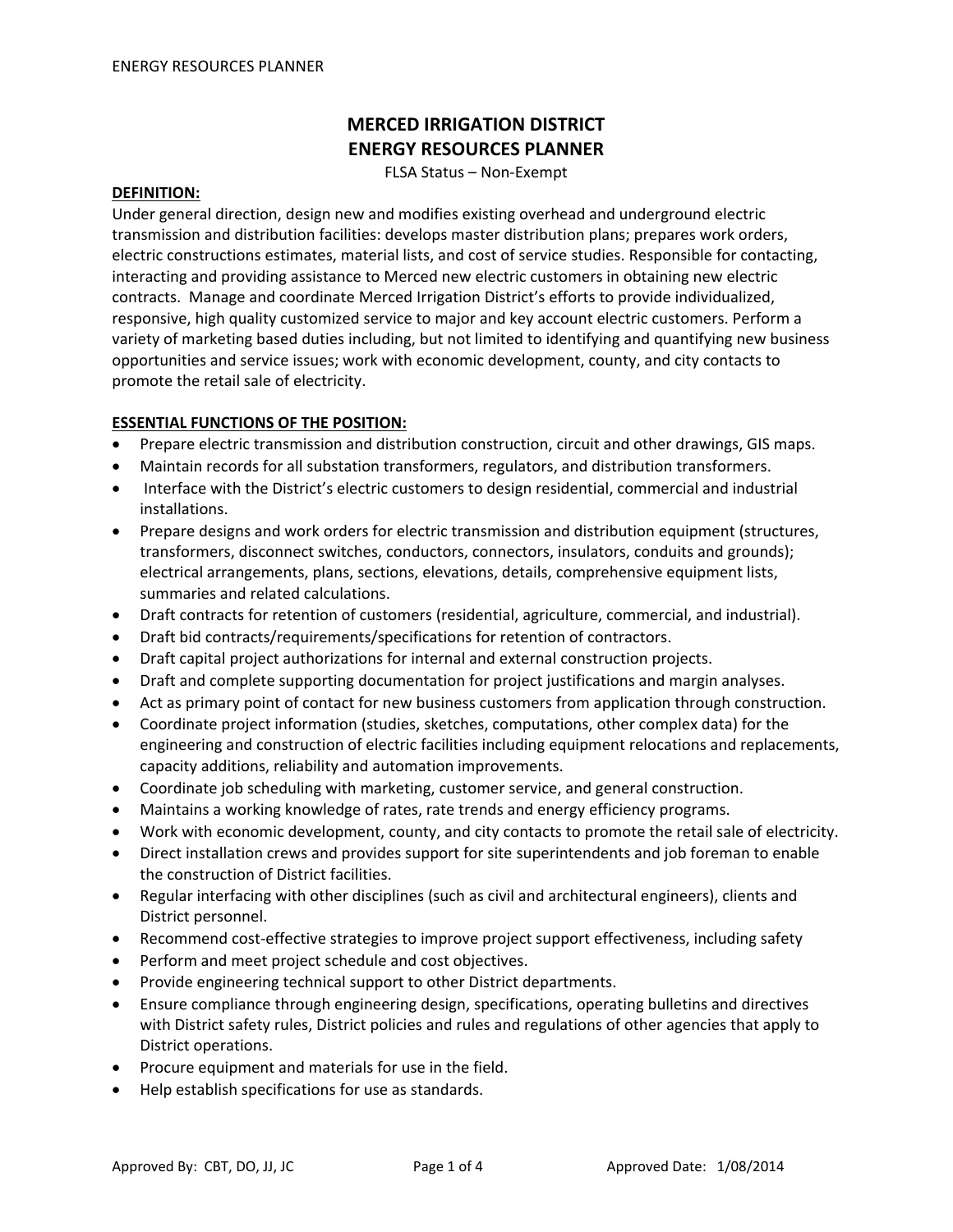# MERCED IRRIGATION DISTRICT
# ENERGY RESOURCES PLANNER

FLSA Status – Non-Exempt

**DEFINITION:**

Under general direction, design new and modifies existing overhead and underground electric transmission and distribution facilities: develops master distribution plans; prepares work orders, electric constructions estimates, material lists, and cost of service studies. Responsible for contacting, interacting and providing assistance to Merced new electric customers in obtaining new electric contracts. Manage and coordinate Merced Irrigation District's efforts to provide individualized, responsive, high quality customized service to major and key account electric customers. Perform a variety of marketing based duties including, but not limited to identifying and quantifying new business opportunities and service issues; work with economic development, county, and city contacts to promote the retail sale of electricity.

**ESSENTIAL FUNCTIONS OF THE POSITION:**

- Prepare electric transmission and distribution construction, circuit and other drawings, GIS maps.
- Maintain records for all substation transformers, regulators, and distribution transformers.
- Interface with the District's electric customers to design residential, commercial and industrial installations.
- Prepare designs and work orders for electric transmission and distribution equipment (structures, transformers, disconnect switches, conductors, connectors, insulators, conduits and grounds); electrical arrangements, plans, sections, elevations, details, comprehensive equipment lists, summaries and related calculations.
- Draft contracts for retention of customers (residential, agriculture, commercial, and industrial).
- Draft bid contracts/requirements/specifications for retention of contractors.
- Draft capital project authorizations for internal and external construction projects.
- Draft and complete supporting documentation for project justifications and margin analyses.
- Act as primary point of contact for new business customers from application through construction.
- Coordinate project information (studies, sketches, computations, other complex data) for the engineering and construction of electric facilities including equipment relocations and replacements, capacity additions, reliability and automation improvements.
- Coordinate job scheduling with marketing, customer service, and general construction.
- Maintains a working knowledge of rates, rate trends and energy efficiency programs.
- Work with economic development, county, and city contacts to promote the retail sale of electricity.
- Direct installation crews and provides support for site superintendents and job foreman to enable the construction of District facilities.
- Regular interfacing with other disciplines (such as civil and architectural engineers), clients and District personnel.
- Recommend cost-effective strategies to improve project support effectiveness, including safety
- Perform and meet project schedule and cost objectives.
- Provide engineering technical support to other District departments.
- Ensure compliance through engineering design, specifications, operating bulletins and directives with District safety rules, District policies and rules and regulations of other agencies that apply to District operations.
- Procure equipment and materials for use in the field.
- Help establish specifications for use as standards.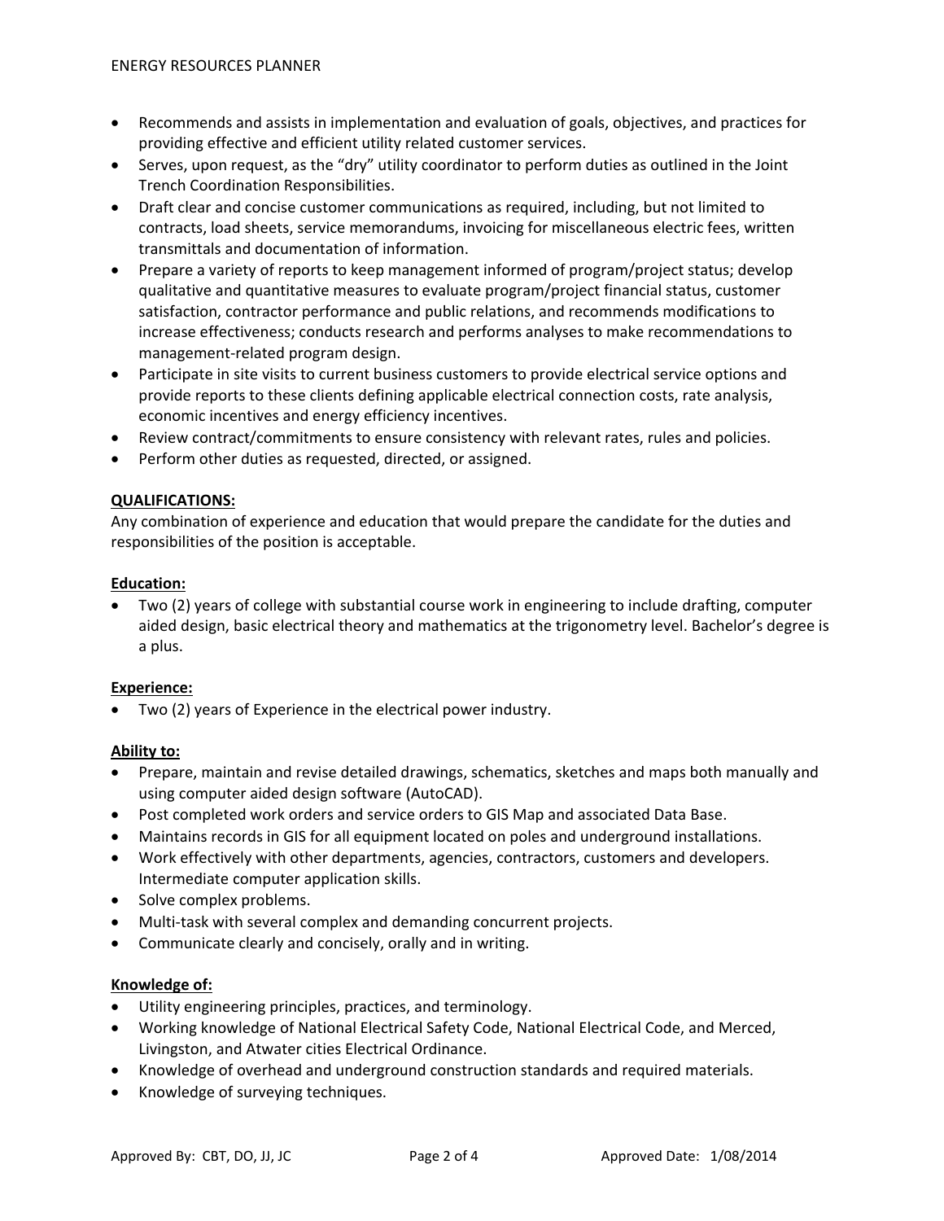- Recommends and assists in implementation and evaluation of goals, objectives, and practices for providing effective and efficient utility related customer services.
- Serves, upon request, as the "dry" utility coordinator to perform duties as outlined in the Joint Trench Coordination Responsibilities.
- Draft clear and concise customer communications as required, including, but not limited to contracts, load sheets, service memorandums, invoicing for miscellaneous electric fees, written transmittals and documentation of information.
- Prepare a variety of reports to keep management informed of program/project status; develop qualitative and quantitative measures to evaluate program/project financial status, customer satisfaction, contractor performance and public relations, and recommends modifications to increase effectiveness; conducts research and performs analyses to make recommendations to management-related program design.
- Participate in site visits to current business customers to provide electrical service options and provide reports to these clients defining applicable electrical connection costs, rate analysis, economic incentives and energy efficiency incentives.
- Review contract/commitments to ensure consistency with relevant rates, rules and policies.
- Perform other duties as requested, directed, or assigned.

**QUALIFICATIONS:**

Any combination of experience and education that would prepare the candidate for the duties and responsibilities of the position is acceptable.

**Education:**

- Two (2) years of college with substantial course work in engineering to include drafting, computer aided design, basic electrical theory and mathematics at the trigonometry level. Bachelor's degree is a plus.

**Experience:**

- Two (2) years of Experience in the electrical power industry.

**Ability to:**

- Prepare, maintain and revise detailed drawings, schematics, sketches and maps both manually and using computer aided design software (AutoCAD).
- Post completed work orders and service orders to GIS Map and associated Data Base.
- Maintains records in GIS for all equipment located on poles and underground installations.
- Work effectively with other departments, agencies, contractors, customers and developers. Intermediate computer application skills.
- Solve complex problems.
- Multi-task with several complex and demanding concurrent projects.
- Communicate clearly and concisely, orally and in writing.

**Knowledge of:**

- Utility engineering principles, practices, and terminology.
- Working knowledge of National Electrical Safety Code, National Electrical Code, and Merced, Livingston, and Atwater cities Electrical Ordinance.
- Knowledge of overhead and underground construction standards and required materials.
- Knowledge of surveying techniques.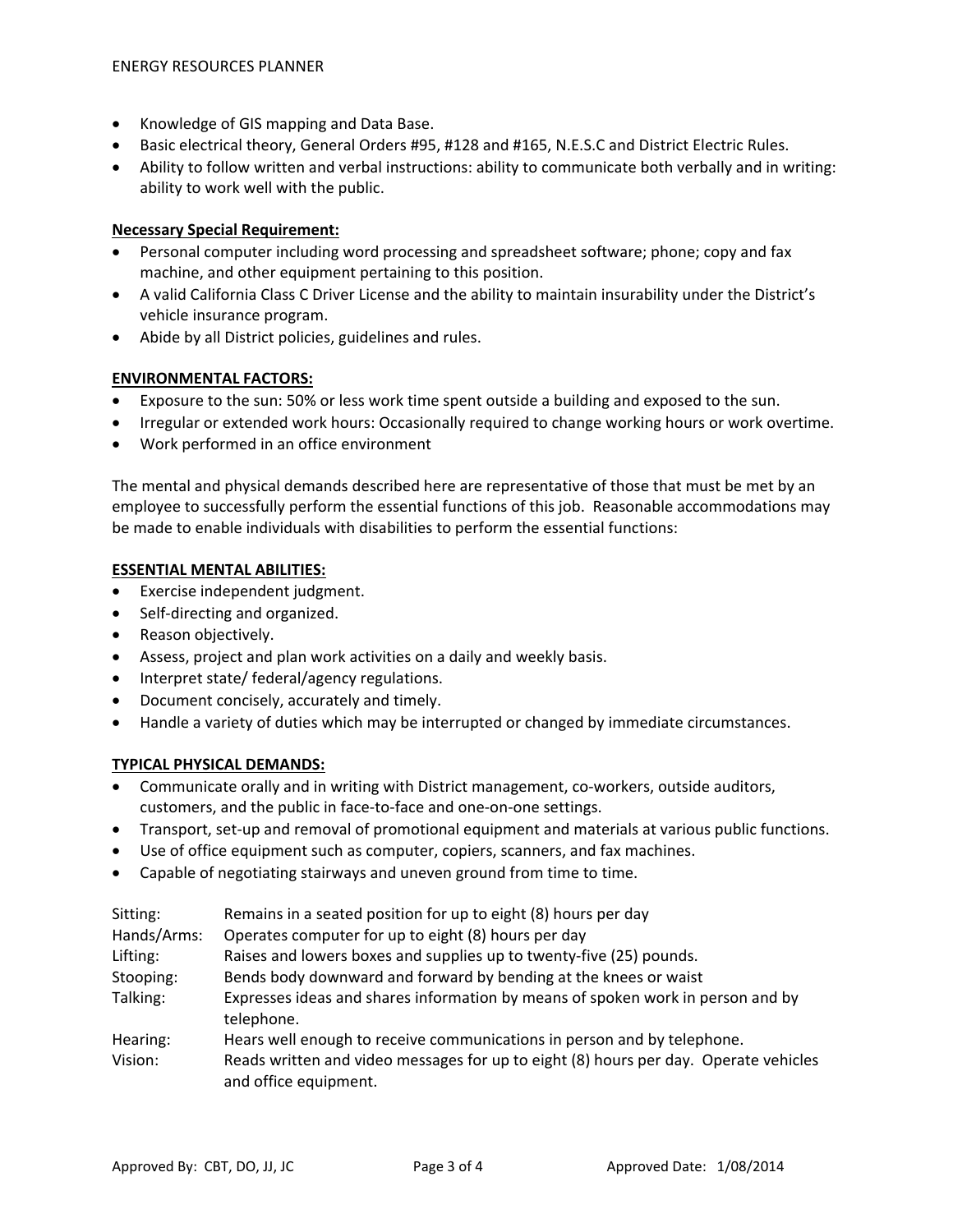- Knowledge of GIS mapping and Data Base.
- Basic electrical theory, General Orders #95, #128 and #165, N.E.S.C and District Electric Rules.
- Ability to follow written and verbal instructions: ability to communicate both verbally and in writing: ability to work well with the public.

**Necessary Special Requirement:**

- Personal computer including word processing and spreadsheet software; phone; copy and fax machine, and other equipment pertaining to this position.
- A valid California Class C Driver License and the ability to maintain insurability under the District's vehicle insurance program.
- Abide by all District policies, guidelines and rules.

**ENVIRONMENTAL FACTORS:**

- Exposure to the sun: 50% or less work time spent outside a building and exposed to the sun.
- Irregular or extended work hours: Occasionally required to change working hours or work overtime.
- Work performed in an office environment

The mental and physical demands described here are representative of those that must be met by an employee to successfully perform the essential functions of this job. Reasonable accommodations may be made to enable individuals with disabilities to perform the essential functions:

**ESSENTIAL MENTAL ABILITIES:**

- Exercise independent judgment.
- Self-directing and organized.
- Reason objectively.
- Assess, project and plan work activities on a daily and weekly basis.
- Interpret state/ federal/agency regulations.
- Document concisely, accurately and timely.
- Handle a variety of duties which may be interrupted or changed by immediate circumstances.

**TYPICAL PHYSICAL DEMANDS:**

- Communicate orally and in writing with District management, co-workers, outside auditors, customers, and the public in face-to-face and one-on-one settings.
- Transport, set-up and removal of promotional equipment and materials at various public functions.
- Use of office equipment such as computer, copiers, scanners, and fax machines.
- Capable of negotiating stairways and uneven ground from time to time.

| | |
|---|---|
| Sitting: | Remains in a seated position for up to eight (8) hours per day |
| Hands/Arms: | Operates computer for up to eight (8) hours per day |
| Lifting: | Raises and lowers boxes and supplies up to twenty-five (25) pounds. |
| Stooping: | Bends body downward and forward by bending at the knees or waist |
| Talking: | Expresses ideas and shares information by means of spoken work in person and by telephone. |
| Hearing: | Hears well enough to receive communications in person and by telephone. |
| Vision: | Reads written and video messages for up to eight (8) hours per day. Operate vehicles and office equipment. |

Approved By: CBT, DO, JJ, JC

Approved Date: 1/08/2014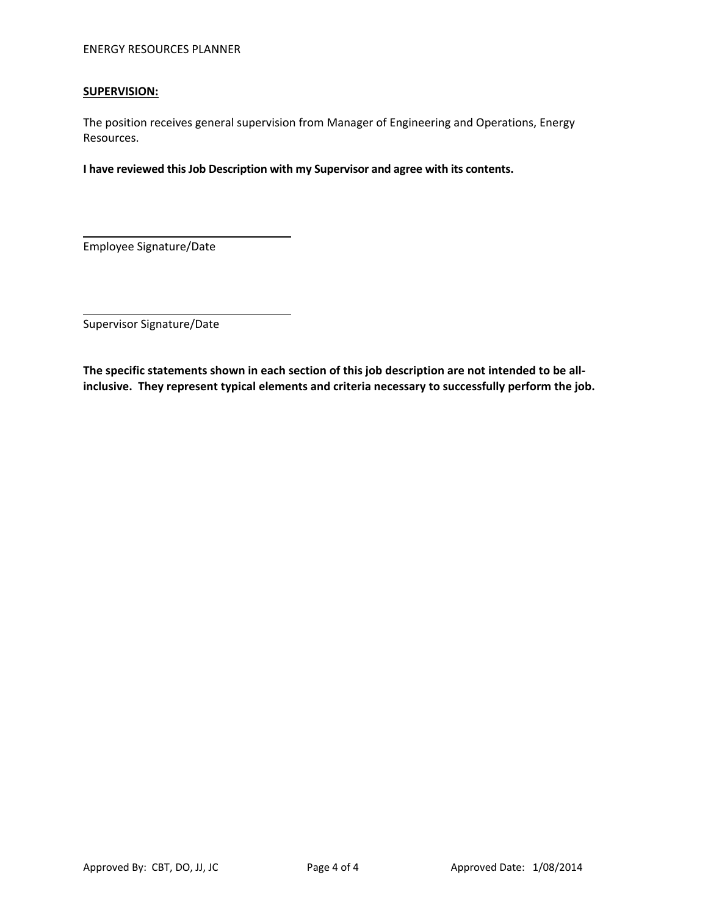## SUPERVISION:

The position receives general supervision from Manager of Engineering and Operations, Energy Resources.

**I have reviewed this Job Description with my Supervisor and agree with its contents.**

\_\_\_\_\_\_\_\_\_\_\_\_\_\_\_\_\_\_\_\_\_\_\_\_\_\_\_\_\_\_\_\_\_\_\_\_

Employee Signature/Date

\_\_\_\_\_\_\_\_\_\_\_\_\_\_\_\_\_\_\_\_\_\_\_\_\_\_\_\_\_\_\_\_\_\_\_\_

Supervisor Signature/Date

**The specific statements shown in each section of this job description are not intended to be all-inclusive. They represent typical elements and criteria necessary to successfully perform the job.**

Approved By: CBT, DO, JJ, JC

Approved Date: 1/08/2014